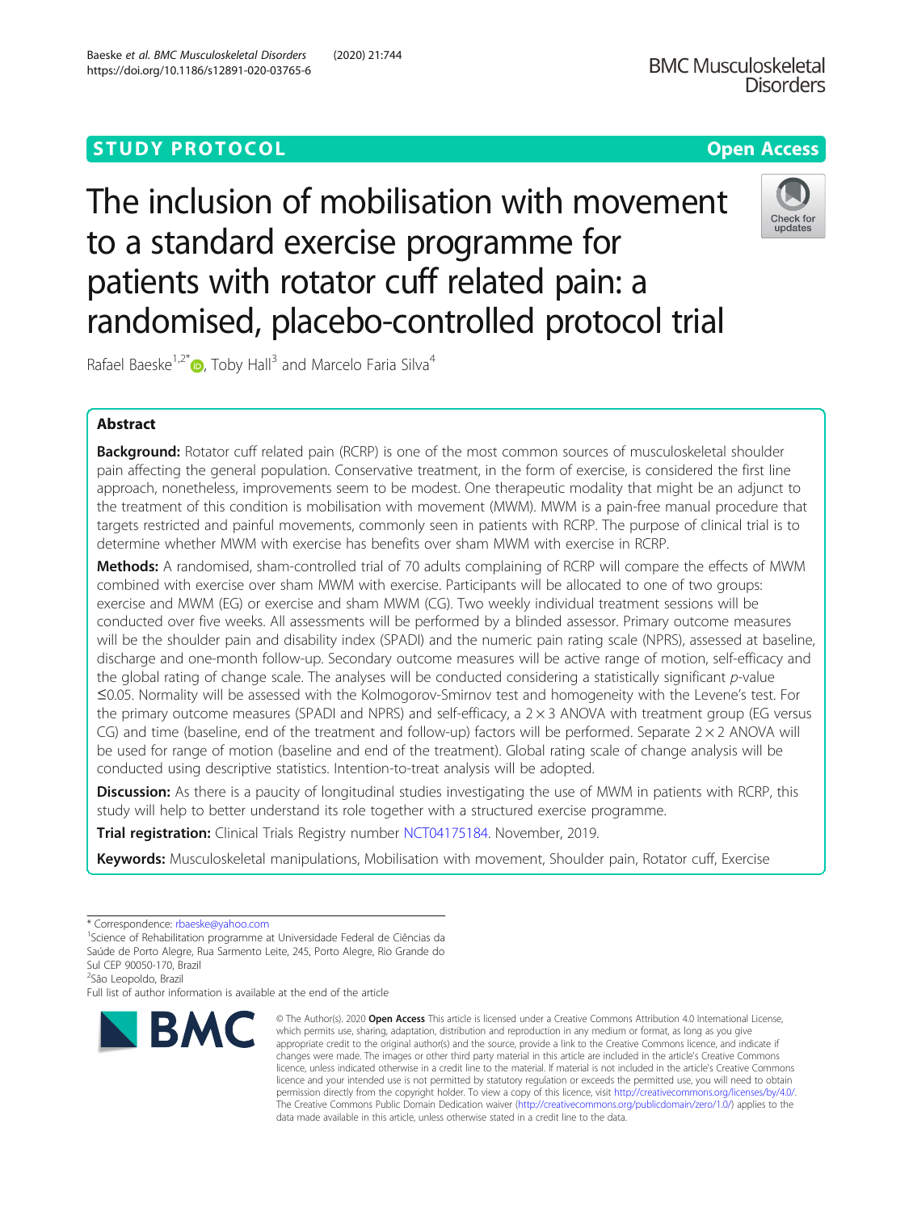STUDY PROTOCOL

Open Access

# The inclusion of mobilisation with movement to a standard exercise programme for patients with rotator cuff related pain: a randomised, placebo-controlled protocol trial

Rafael Baeske[1,2*], Toby Hall[3] and Marcelo Faria Silva[4]

## Abstract

**Background:** Rotator cuff related pain (RCRP) is one of the most common sources of musculoskeletal shoulder pain affecting the general population. Conservative treatment, in the form of exercise, is considered the first line approach, nonetheless, improvements seem to be modest. One therapeutic modality that might be an adjunct to the treatment of this condition is mobilisation with movement (MWM). MWM is a pain-free manual procedure that targets restricted and painful movements, commonly seen in patients with RCRP. The purpose of clinical trial is to determine whether MWM with exercise has benefits over sham MWM with exercise in RCRP.

**Methods:** A randomised, sham-controlled trial of 70 adults complaining of RCRP will compare the effects of MWM combined with exercise over sham MWM with exercise. Participants will be allocated to one of two groups: exercise and MWM (EG) or exercise and sham MWM (CG). Two weekly individual treatment sessions will be conducted over five weeks. All assessments will be performed by a blinded assessor. Primary outcome measures will be the shoulder pain and disability index (SPADI) and the numeric pain rating scale (NPRS), assessed at baseline, discharge and one-month follow-up. Secondary outcome measures will be active range of motion, self-efficacy and the global rating of change scale. The analyses will be conducted considering a statistically significant *p*-value ≤0.05. Normality will be assessed with the Kolmogorov-Smirnov test and homogeneity with the Levene's test. For the primary outcome measures (SPADI and NPRS) and self-efficacy, a $2 \times 3$ ANOVA with treatment group (EG versus CG) and time (baseline, end of the treatment and follow-up) factors will be performed. Separate $2 \times 2$ ANOVA will be used for range of motion (baseline and end of the treatment). Global rating scale of change analysis will be conducted using descriptive statistics. Intention-to-treat analysis will be adopted.

**Discussion:** As there is a paucity of longitudinal studies investigating the use of MWM in patients with RCRP, this study will help to better understand its role together with a structured exercise programme.

**Trial registration:** Clinical Trials Registry number NCT04175184. November, 2019.

**Keywords:** Musculoskeletal manipulations, Mobilisation with movement, Shoulder pain, Rotator cuff, Exercise

---

\* Correspondence: rbaeske@yahoo.com
[1]Science of Rehabilitation programme at Universidade Federal de Ciências da Saúde de Porto Alegre, Rua Sarmento Leite, 245, Porto Alegre, Rio Grande do Sul CEP 90050-170, Brazil
[2]São Leopoldo, Brazil
Full list of author information is available at the end of the article

© The Author(s). 2020 **Open Access** This article is licensed under a Creative Commons Attribution 4.0 International License, which permits use, sharing, adaptation, distribution and reproduction in any medium or format, as long as you give appropriate credit to the original author(s) and the source, provide a link to the Creative Commons licence, and indicate if changes were made. The images or other third party material in this article are included in the article's Creative Commons licence, unless indicated otherwise in a credit line to the material. If material is not included in the article's Creative Commons licence and your intended use is not permitted by statutory regulation or exceeds the permitted use, you will need to obtain permission directly from the copyright holder. To view a copy of this licence, visit http://creativecommons.org/licenses/by/4.0/. The Creative Commons Public Domain Dedication waiver (http://creativecommons.org/publicdomain/zero/1.0/) applies to the data made available in this article, unless otherwise stated in a credit line to the data.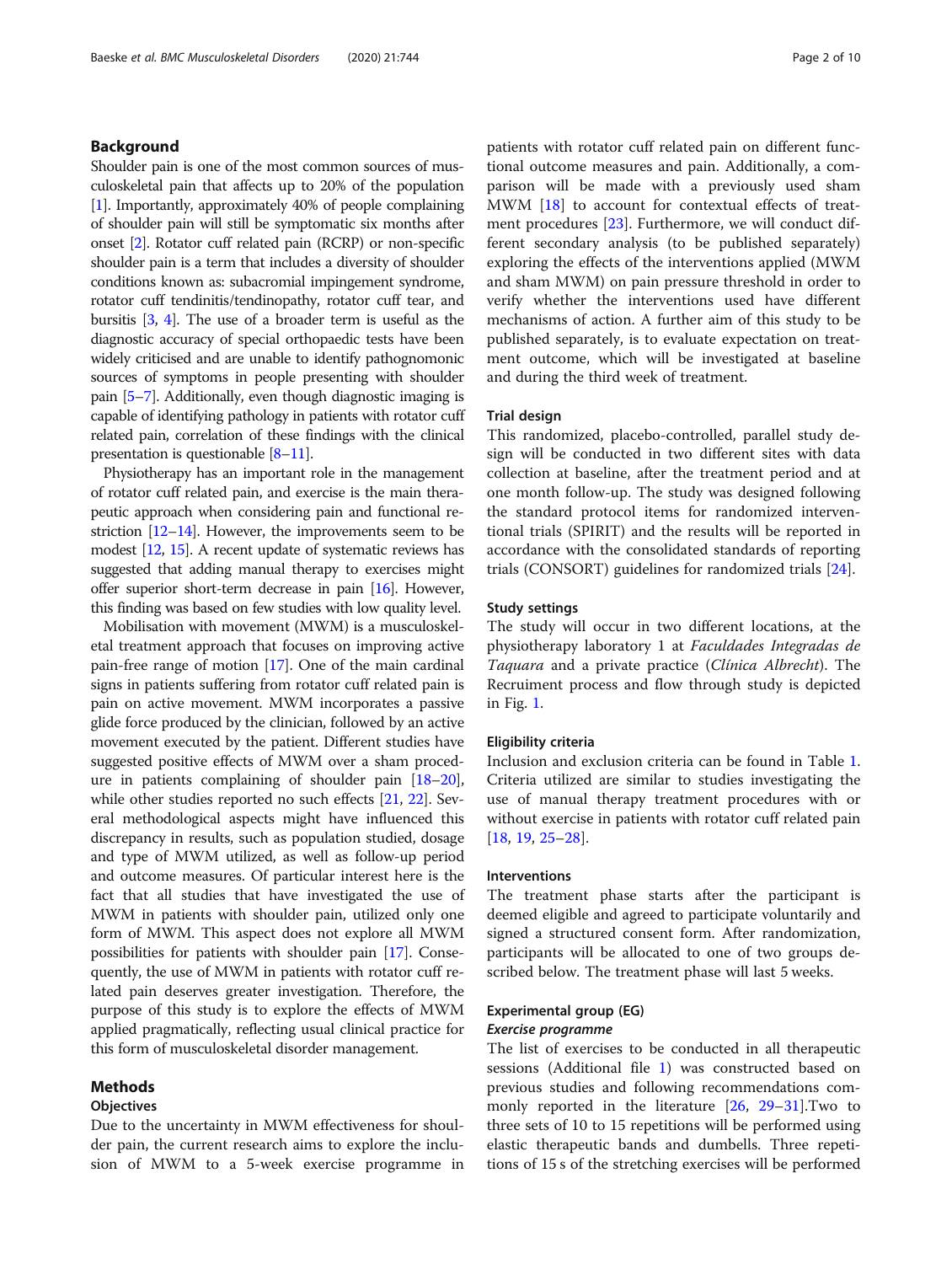## Background

Shoulder pain is one of the most common sources of musculoskeletal pain that affects up to 20% of the population [1]. Importantly, approximately 40% of people complaining of shoulder pain will still be symptomatic six months after onset [2]. Rotator cuff related pain (RCRP) or non-specific shoulder pain is a term that includes a diversity of shoulder conditions known as: subacromial impingement syndrome, rotator cuff tendinitis/tendinopathy, rotator cuff tear, and bursitis [3, 4]. The use of a broader term is useful as the diagnostic accuracy of special orthopaedic tests have been widely criticised and are unable to identify pathognomonic sources of symptoms in people presenting with shoulder pain [5–7]. Additionally, even though diagnostic imaging is capable of identifying pathology in patients with rotator cuff related pain, correlation of these findings with the clinical presentation is questionable [8–11].

Physiotherapy has an important role in the management of rotator cuff related pain, and exercise is the main therapeutic approach when considering pain and functional restriction [12–14]. However, the improvements seem to be modest [12, 15]. A recent update of systematic reviews has suggested that adding manual therapy to exercises might offer superior short-term decrease in pain [16]. However, this finding was based on few studies with low quality level.

Mobilisation with movement (MWM) is a musculoskeletal treatment approach that focuses on improving active pain-free range of motion [17]. One of the main cardinal signs in patients suffering from rotator cuff related pain is pain on active movement. MWM incorporates a passive glide force produced by the clinician, followed by an active movement executed by the patient. Different studies have suggested positive effects of MWM over a sham procedure in patients complaining of shoulder pain [18–20], while other studies reported no such effects [21, 22]. Several methodological aspects might have influenced this discrepancy in results, such as population studied, dosage and type of MWM utilized, as well as follow-up period and outcome measures. Of particular interest here is the fact that all studies that have investigated the use of MWM in patients with shoulder pain, utilized only one form of MWM. This aspect does not explore all MWM possibilities for patients with shoulder pain [17]. Consequently, the use of MWM in patients with rotator cuff related pain deserves greater investigation. Therefore, the purpose of this study is to explore the effects of MWM applied pragmatically, reflecting usual clinical practice for this form of musculoskeletal disorder management.

## Methods

### Objectives

Due to the uncertainty in MWM effectiveness for shoulder pain, the current research aims to explore the inclusion of MWM to a 5-week exercise programme in patients with rotator cuff related pain on different functional outcome measures and pain. Additionally, a comparison will be made with a previously used sham MWM [18] to account for contextual effects of treatment procedures [23]. Furthermore, we will conduct different secondary analysis (to be published separately) exploring the effects of the interventions applied (MWM and sham MWM) on pain pressure threshold in order to verify whether the interventions used have different mechanisms of action. A further aim of this study to be published separately, is to evaluate expectation on treatment outcome, which will be investigated at baseline and during the third week of treatment.

### Trial design

This randomized, placebo-controlled, parallel study design will be conducted in two different sites with data collection at baseline, after the treatment period and at one month follow-up. The study was designed following the standard protocol items for randomized interventional trials (SPIRIT) and the results will be reported in accordance with the consolidated standards of reporting trials (CONSORT) guidelines for randomized trials [24].

### Study settings

The study will occur in two different locations, at the physiotherapy laboratory 1 at *Faculdades Integradas de Taquara* and a private practice (*Clínica Albrecht*). The Recruitment process and flow through study is depicted in Fig. 1.

### Eligibility criteria

Inclusion and exclusion criteria can be found in Table 1. Criteria utilized are similar to studies investigating the use of manual therapy treatment procedures with or without exercise in patients with rotator cuff related pain [18, 19, 25–28].

### Interventions

The treatment phase starts after the participant is deemed eligible and agreed to participate voluntarily and signed a structured consent form. After randomization, participants will be allocated to one of two groups described below. The treatment phase will last 5 weeks.

### Experimental group (EG)

#### *Exercise programme*

The list of exercises to be conducted in all therapeutic sessions (Additional file 1) was constructed based on previous studies and following recommendations commonly reported in the literature [26, 29–31].Two to three sets of 10 to 15 repetitions will be performed using elastic therapeutic bands and dumbells. Three repetitions of 15 s of the stretching exercises will be performed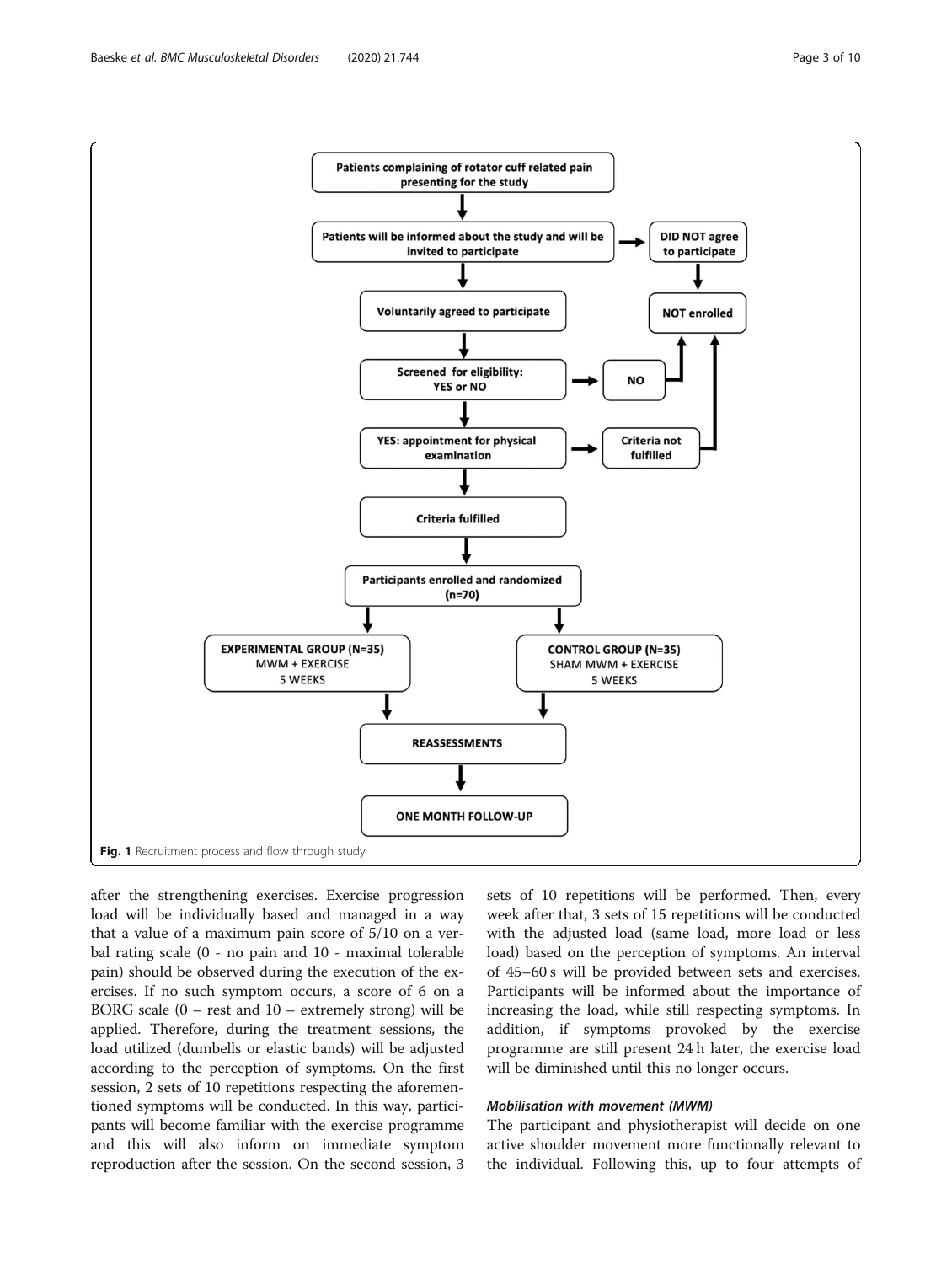**Fig. 1** Recruitment process and flow through study

after the strengthening exercises. Exercise progression load will be individually based and managed in a way that a value of a maximum pain score of 5/10 on a verbal rating scale (0 - no pain and 10 - maximal tolerable pain) should be observed during the execution of the exercises. If no such symptom occurs, a score of 6 on a BORG scale (0 – rest and 10 – extremely strong) will be applied. Therefore, during the treatment sessions, the load utilized (dumbells or elastic bands) will be adjusted according to the perception of symptoms. On the first session, 2 sets of 10 repetitions respecting the aforementioned symptoms will be conducted. In this way, participants will become familiar with the exercise programme and this will also inform on immediate symptom reproduction after the session. On the second session, 3 sets of 10 repetitions will be performed. Then, every week after that, 3 sets of 15 repetitions will be conducted with the adjusted load (same load, more load or less load) based on the perception of symptoms. An interval of 45–60 s will be provided between sets and exercises. Participants will be informed about the importance of increasing the load, while still respecting symptoms. In addition, if symptoms provoked by the exercise programme are still present 24 h later, the exercise load will be diminished until this no longer occurs.

#### *Mobilisation with movement (MWM)*

The participant and physiotherapist will decide on one active shoulder movement more functionally relevant to the individual. Following this, up to four attempts of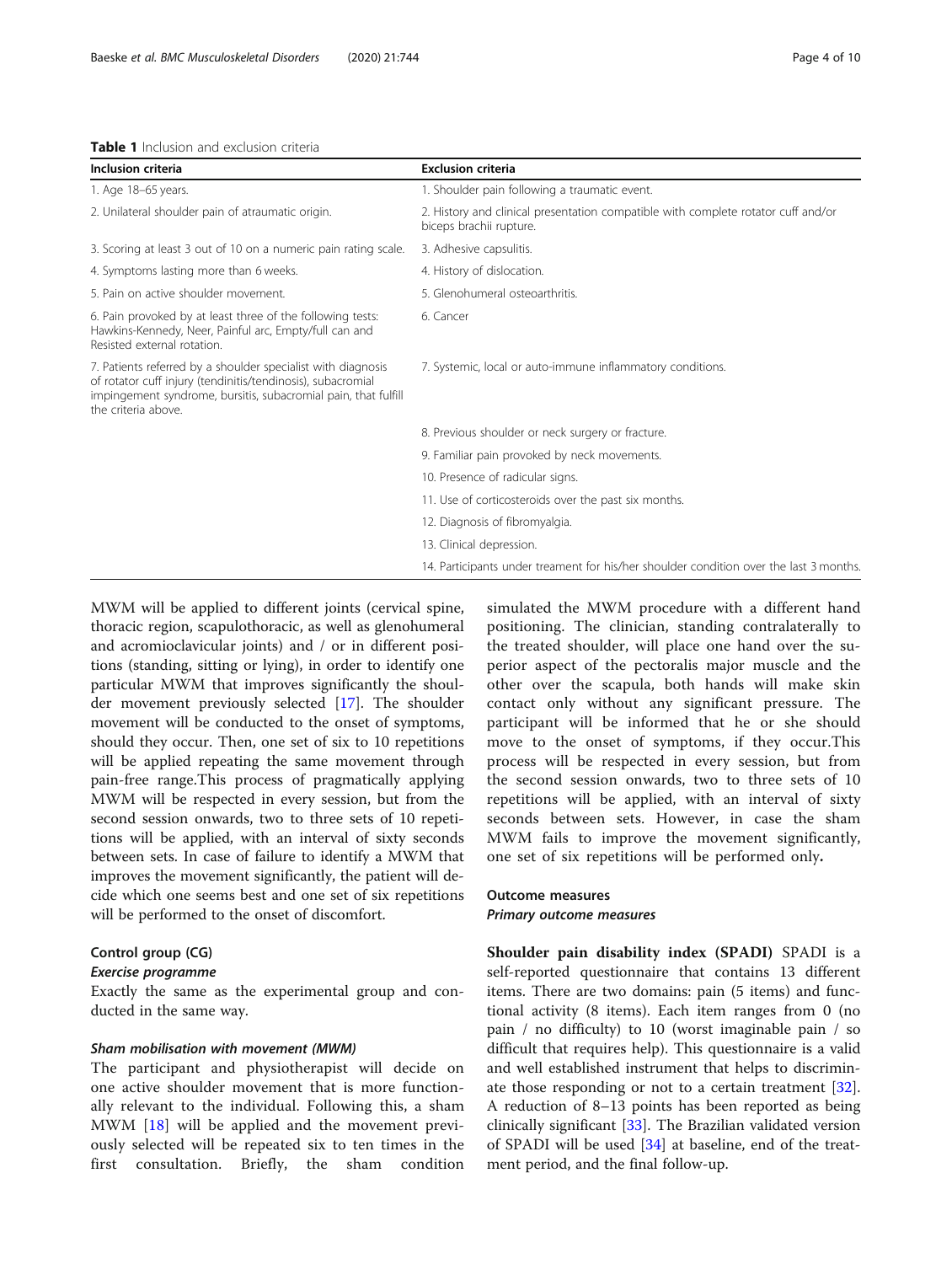**Table 1** Inclusion and exclusion criteria

| Inclusion criteria | Exclusion criteria |
| --- | --- |
| 1. Age 18–65 years. | 1. Shoulder pain following a traumatic event. |
| 2. Unilateral shoulder pain of atraumatic origin. | 2. History and clinical presentation compatible with complete rotator cuff and/or biceps brachii rupture. |
| 3. Scoring at least 3 out of 10 on a numeric pain rating scale. | 3. Adhesive capsulitis. |
| 4. Symptoms lasting more than 6 weeks. | 4. History of dislocation. |
| 5. Pain on active shoulder movement. | 5. Glenohumeral osteoarthritis. |
| 6. Pain provoked by at least three of the following tests: Hawkins-Kennedy, Neer, Painful arc, Empty/full can and Resisted external rotation. | 6. Cancer |
| 7. Patients referred by a shoulder specialist with diagnosis of rotator cuff injury (tendinitis/tendinosis), subacromial impingement syndrome, bursitis, subacromial pain, that fulfill the criteria above. | 7. Systemic, local or auto-immune inflammatory conditions. |
| | 8. Previous shoulder or neck surgery or fracture. |
| | 9. Familiar pain provoked by neck movements. |
| | 10. Presence of radicular signs. |
| | 11. Use of corticosteroids over the past six months. |
| | 12. Diagnosis of fibromyalgia. |
| | 13. Clinical depression. |
| | 14. Participants under treament for his/her shoulder condition over the last 3 months. |

MWM will be applied to different joints (cervical spine, thoracic region, scapulothoracic, as well as glenohumeral and acromioclavicular joints) and / or in different positions (standing, sitting or lying), in order to identify one particular MWM that improves significantly the shoulder movement previously selected [17]. The shoulder movement will be conducted to the onset of symptoms, should they occur. Then, one set of six to 10 repetitions will be applied repeating the same movement through pain-free range.This process of pragmatically applying MWM will be respected in every session, but from the second session onwards, two to three sets of 10 repetitions will be applied, with an interval of sixty seconds between sets. In case of failure to identify a MWM that improves the movement significantly, the patient will decide which one seems best and one set of six repetitions will be performed to the onset of discomfort.

## Control group (CG)

### Exercise programme

Exactly the same as the experimental group and conducted in the same way.

### Sham mobilisation with movement (MWM)

The participant and physiotherapist will decide on one active shoulder movement that is more functionally relevant to the individual. Following this, a sham MWM [18] will be applied and the movement previously selected will be repeated six to ten times in the first consultation. Briefly, the sham condition simulated the MWM procedure with a different hand positioning. The clinician, standing contralaterally to the treated shoulder, will place one hand over the superior aspect of the pectoralis major muscle and the other over the scapula, both hands will make skin contact only without any significant pressure. The participant will be informed that he or she should move to the onset of symptoms, if they occur.This process will be respected in every session, but from the second session onwards, two to three sets of 10 repetitions will be applied, with an interval of sixty seconds between sets. However, in case the sham MWM fails to improve the movement significantly, one set of six repetitions will be performed only**.**

## Outcome measures

### Primary outcome measures

**Shoulder pain disability index (SPADI)** SPADI is a self-reported questionnaire that contains 13 different items. There are two domains: pain (5 items) and functional activity (8 items). Each item ranges from 0 (no pain / no difficulty) to 10 (worst imaginable pain / so difficult that requires help). This questionnaire is a valid and well established instrument that helps to discriminate those responding or not to a certain treatment [32]. A reduction of 8–13 points has been reported as being clinically significant [33]. The Brazilian validated version of SPADI will be used [34] at baseline, end of the treatment period, and the final follow-up.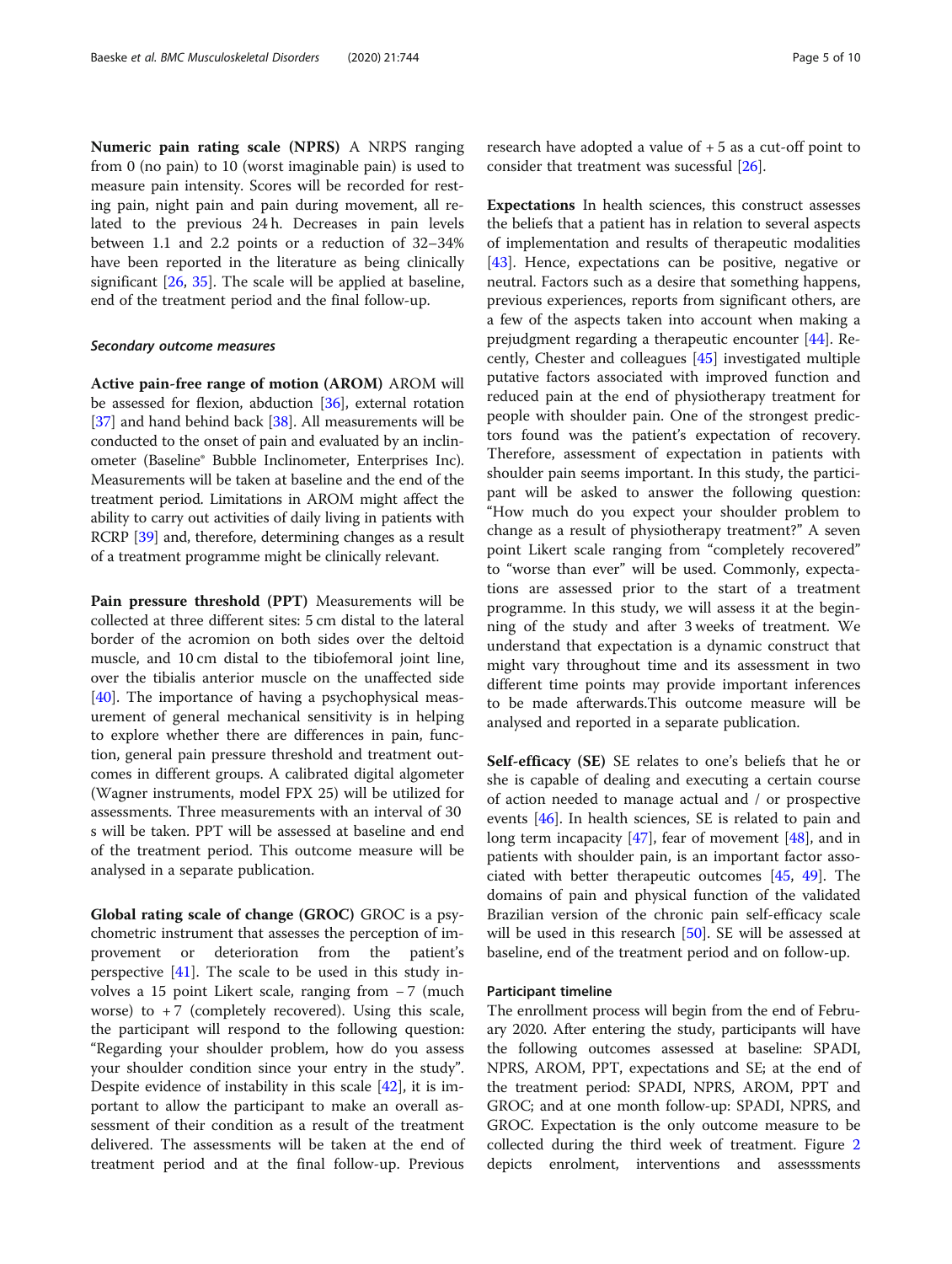**Numeric pain rating scale (NPRS)** A NRPS ranging from 0 (no pain) to 10 (worst imaginable pain) is used to measure pain intensity. Scores will be recorded for resting pain, night pain and pain during movement, all related to the previous 24 h. Decreases in pain levels between 1.1 and 2.2 points or a reduction of 32–34% have been reported in the literature as being clinically significant [26, 35]. The scale will be applied at baseline, end of the treatment period and the final follow-up.

### *Secondary outcome measures*

**Active pain-free range of motion (AROM)** AROM will be assessed for flexion, abduction [36], external rotation [37] and hand behind back [38]. All measurements will be conducted to the onset of pain and evaluated by an inclinometer (Baseline® Bubble Inclinometer, Enterprises Inc). Measurements will be taken at baseline and the end of the treatment period. Limitations in AROM might affect the ability to carry out activities of daily living in patients with RCRP [39] and, therefore, determining changes as a result of a treatment programme might be clinically relevant.

**Pain pressure threshold (PPT)** Measurements will be collected at three different sites: 5 cm distal to the lateral border of the acromion on both sides over the deltoid muscle, and 10 cm distal to the tibiofemoral joint line, over the tibialis anterior muscle on the unaffected side [40]. The importance of having a psychophysical measurement of general mechanical sensitivity is in helping to explore whether there are differences in pain, function, general pain pressure threshold and treatment outcomes in different groups. A calibrated digital algometer (Wagner instruments, model FPX 25) will be utilized for assessments. Three measurements with an interval of 30 s will be taken. PPT will be assessed at baseline and end of the treatment period. This outcome measure will be analysed in a separate publication.

**Global rating scale of change (GROC)** GROC is a psychometric instrument that assesses the perception of improvement or deterioration from the patient's perspective [41]. The scale to be used in this study involves a 15 point Likert scale, ranging from −7 (much worse) to +7 (completely recovered). Using this scale, the participant will respond to the following question: "Regarding your shoulder problem, how do you assess your shoulder condition since your entry in the study". Despite evidence of instability in this scale [42], it is important to allow the participant to make an overall assessment of their condition as a result of the treatment delivered. The assessments will be taken at the end of treatment period and at the final follow-up. Previous research have adopted a value of +5 as a cut-off point to consider that treatment was sucessful [26].

**Expectations** In health sciences, this construct assesses the beliefs that a patient has in relation to several aspects of implementation and results of therapeutic modalities [43]. Hence, expectations can be positive, negative or neutral. Factors such as a desire that something happens, previous experiences, reports from significant others, are a few of the aspects taken into account when making a prejudgment regarding a therapeutic encounter [44]. Recently, Chester and colleagues [45] investigated multiple putative factors associated with improved function and reduced pain at the end of physiotherapy treatment for people with shoulder pain. One of the strongest predictors found was the patient's expectation of recovery. Therefore, assessment of expectation in patients with shoulder pain seems important. In this study, the participant will be asked to answer the following question: "How much do you expect your shoulder problem to change as a result of physiotherapy treatment?" A seven point Likert scale ranging from "completely recovered" to "worse than ever" will be used. Commonly, expectations are assessed prior to the start of a treatment programme. In this study, we will assess it at the beginning of the study and after 3 weeks of treatment. We understand that expectation is a dynamic construct that might vary throughout time and its assessment in two different time points may provide important inferences to be made afterwards.This outcome measure will be analysed and reported in a separate publication.

**Self-efficacy (SE)** SE relates to one's beliefs that he or she is capable of dealing and executing a certain course of action needed to manage actual and / or prospective events [46]. In health sciences, SE is related to pain and long term incapacity [47], fear of movement [48], and in patients with shoulder pain, is an important factor associated with better therapeutic outcomes [45, 49]. The domains of pain and physical function of the validated Brazilian version of the chronic pain self-efficacy scale will be used in this research [50]. SE will be assessed at baseline, end of the treatment period and on follow-up.

### Participant timeline

The enrollment process will begin from the end of February 2020. After entering the study, participants will have the following outcomes assessed at baseline: SPADI, NPRS, AROM, PPT, expectations and SE; at the end of the treatment period: SPADI, NPRS, AROM, PPT and GROC; and at one month follow-up: SPADI, NPRS, and GROC. Expectation is the only outcome measure to be collected during the third week of treatment. Figure 2 depicts enrolment, interventions and assesssments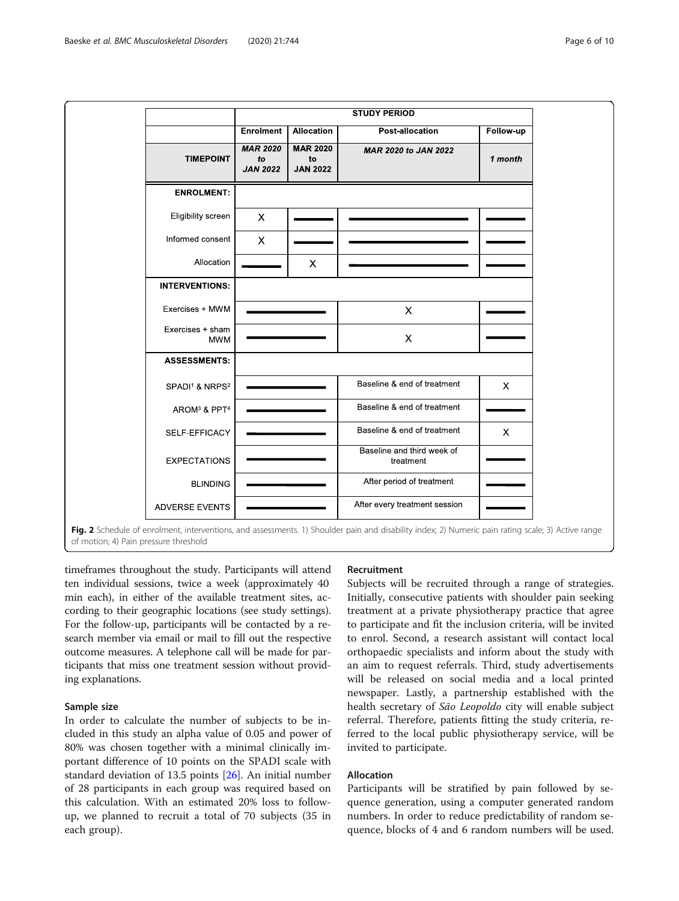| | STUDY PERIOD | | | |
|---|---|---|---|---|
| | Enrolment | Allocation | Post-allocation | Follow-up |
| TIMEPOINT | *MAR 2020 to JAN 2022* | *MAR 2020 to JAN 2022* | *MAR 2020 to JAN 2022* | *1 month* |
| **ENROLMENT:** | | | | |
| Eligibility screen | X | — | — | — |
| Informed consent | X | — | — | — |
| Allocation | — | X | — | — |
| **INTERVENTIONS:** | | | | |
| Exercises + MWM | — | — | X | — |
| Exercises + sham MWM | — | — | X | — |
| **ASSESSMENTS:** | | | | |
| SPADI[1] & NRPS[2] | — | — | Baseline & end of treatment | X |
| AROM[3] & PPT[4] | — | — | Baseline & end of treatment | — |
| SELF-EFFICACY | — | — | Baseline & end of treatment | X |
| EXPECTATIONS | — | — | Baseline and third week of treatment | — |
| BLINDING | — | — | After period of treatment | — |
| ADVERSE EVENTS | — | — | After every treatment session | — |

**Fig. 2** Schedule of enrolment, interventions, and assessments. 1) Shoulder pain and disability index; 2) Numeric pain rating scale; 3) Active range of motion; 4) Pain pressure threshold

timeframes throughout the study. Participants will attend ten individual sessions, twice a week (approximately 40 min each), in either of the available treatment sites, according to their geographic locations (see study settings). For the follow-up, participants will be contacted by a research member via email or mail to fill out the respective outcome measures. A telephone call will be made for participants that miss one treatment session without providing explanations.

### Sample size

In order to calculate the number of subjects to be included in this study an alpha value of 0.05 and power of 80% was chosen together with a minimal clinically important difference of 10 points on the SPADI scale with standard deviation of 13.5 points [26]. An initial number of 28 participants in each group was required based on this calculation. With an estimated 20% loss to follow-up, we planned to recruit a total of 70 subjects (35 in each group).

### Recruitment

Subjects will be recruited through a range of strategies. Initially, consecutive patients with shoulder pain seeking treatment at a private physiotherapy practice that agree to participate and fit the inclusion criteria, will be invited to enrol. Second, a research assistant will contact local orthopaedic specialists and inform about the study with an aim to request referrals. Third, study advertisements will be released on social media and a local printed newspaper. Lastly, a partnership established with the health secretary of *São Leopoldo* city will enable subject referral. Therefore, patients fitting the study criteria, referred to the local public physiotherapy service, will be invited to participate.

### Allocation

Participants will be stratified by pain followed by sequence generation, using a computer generated random numbers. In order to reduce predictability of random sequence, blocks of 4 and 6 random numbers will be used.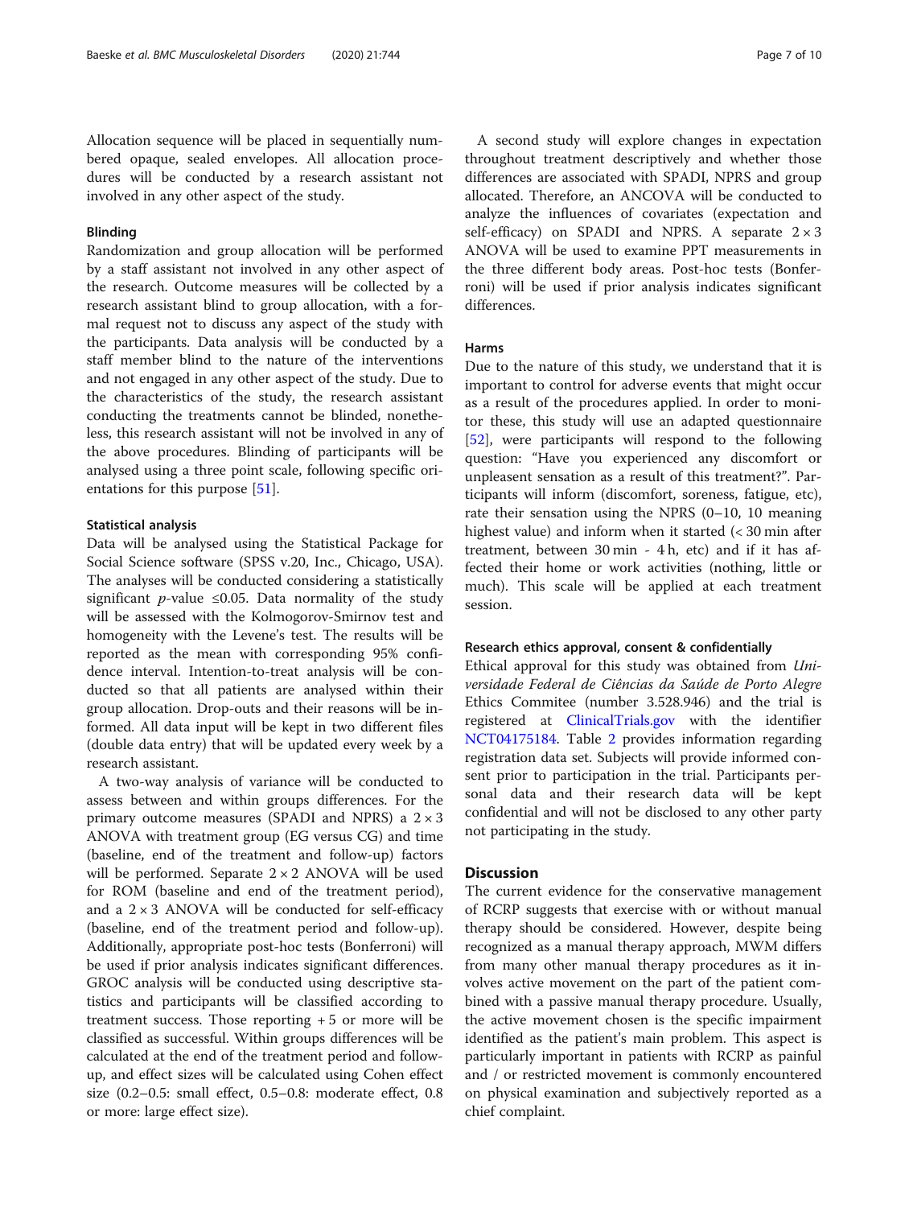Allocation sequence will be placed in sequentially numbered opaque, sealed envelopes. All allocation procedures will be conducted by a research assistant not involved in any other aspect of the study.

### Blinding

Randomization and group allocation will be performed by a staff assistant not involved in any other aspect of the research. Outcome measures will be collected by a research assistant blind to group allocation, with a formal request not to discuss any aspect of the study with the participants. Data analysis will be conducted by a staff member blind to the nature of the interventions and not engaged in any other aspect of the study. Due to the characteristics of the study, the research assistant conducting the treatments cannot be blinded, nonetheless, this research assistant will not be involved in any of the above procedures. Blinding of participants will be analysed using a three point scale, following specific orientations for this purpose [51].

### Statistical analysis

Data will be analysed using the Statistical Package for Social Science software (SPSS v.20, Inc., Chicago, USA). The analyses will be conducted considering a statistically significant *p*-value $\leq 0.05$. Data normality of the study will be assessed with the Kolmogorov-Smirnov test and homogeneity with the Levene's test. The results will be reported as the mean with corresponding 95% confidence interval. Intention-to-treat analysis will be conducted so that all patients are analysed within their group allocation. Drop-outs and their reasons will be informed. All data input will be kept in two different files (double data entry) that will be updated every week by a research assistant.

A two-way analysis of variance will be conducted to assess between and within groups differences. For the primary outcome measures (SPADI and NPRS) a $2 \times 3$ ANOVA with treatment group (EG versus CG) and time (baseline, end of the treatment and follow-up) factors will be performed. Separate $2 \times 2$ ANOVA will be used for ROM (baseline and end of the treatment period), and a $2 \times 3$ ANOVA will be conducted for self-efficacy (baseline, end of the treatment period and follow-up). Additionally, appropriate post-hoc tests (Bonferroni) will be used if prior analysis indicates significant differences. GROC analysis will be conducted using descriptive statistics and participants will be classified according to treatment success. Those reporting +5 or more will be classified as successful. Within groups differences will be calculated at the end of the treatment period and follow-up, and effect sizes will be calculated using Cohen effect size (0.2–0.5: small effect, 0.5–0.8: moderate effect, 0.8 or more: large effect size).

A second study will explore changes in expectation throughout treatment descriptively and whether those differences are associated with SPADI, NPRS and group allocated. Therefore, an ANCOVA will be conducted to analyze the influences of covariates (expectation and self-efficacy) on SPADI and NPRS. A separate $2 \times 3$ ANOVA will be used to examine PPT measurements in the three different body areas. Post-hoc tests (Bonferroni) will be used if prior analysis indicates significant differences.

### Harms

Due to the nature of this study, we understand that it is important to control for adverse events that might occur as a result of the procedures applied. In order to monitor these, this study will use an adapted questionnaire [52], were participants will respond to the following question: "Have you experienced any discomfort or unpleasent sensation as a result of this treatment?". Participants will inform (discomfort, soreness, fatigue, etc), rate their sensation using the NPRS (0–10, 10 meaning highest value) and inform when it started (< 30 min after treatment, between 30 min - 4 h, etc) and if it has affected their home or work activities (nothing, little or much). This scale will be applied at each treatment session.

### Research ethics approval, consent & confidentially

Ethical approval for this study was obtained from *Universidade Federal de Ciências da Saúde de Porto Alegre* Ethics Commitee (number 3.528.946) and the trial is registered at ClinicalTrials.gov with the identifier NCT04175184. Table 2 provides information regarding registration data set. Subjects will provide informed consent prior to participation in the trial. Participants personal data and their research data will be kept confidential and will not be disclosed to any other party not participating in the study.

## Discussion

The current evidence for the conservative management of RCRP suggests that exercise with or without manual therapy should be considered. However, despite being recognized as a manual therapy approach, MWM differs from many other manual therapy procedures as it involves active movement on the part of the patient combined with a passive manual therapy procedure. Usually, the active movement chosen is the specific impairment identified as the patient's main problem. This aspect is particularly important in patients with RCRP as painful and / or restricted movement is commonly encountered on physical examination and subjectively reported as a chief complaint.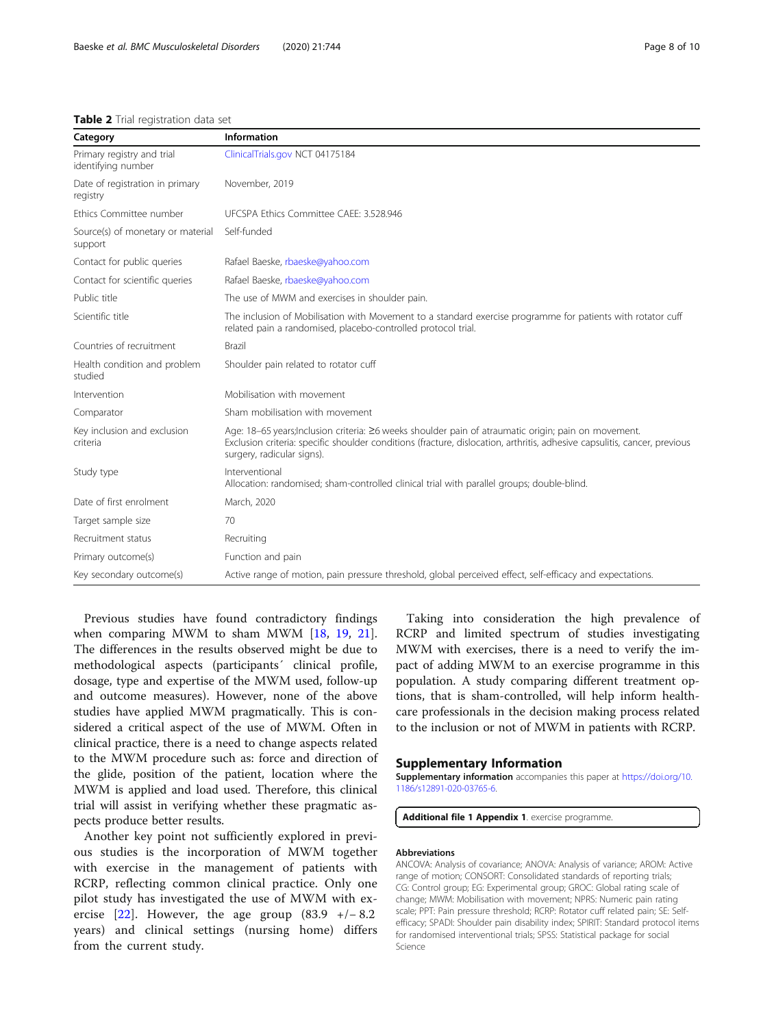**Table 2** Trial registration data set

| Category | Information |
| --- | --- |
| Primary registry and trial identifying number | ClinicalTrials.gov NCT 04175184 |
| Date of registration in primary registry | November, 2019 |
| Ethics Committee number | UFCSPA Ethics Committee CAEE: 3.528.946 |
| Source(s) of monetary or material support | Self-funded |
| Contact for public queries | Rafael Baeske, rbaeske@yahoo.com |
| Contact for scientific queries | Rafael Baeske, rbaeske@yahoo.com |
| Public title | The use of MWM and exercises in shoulder pain. |
| Scientific title | The inclusion of Mobilisation with Movement to a standard exercise programme for patients with rotator cuff related pain a randomised, placebo-controlled protocol trial. |
| Countries of recruitment | Brazil |
| Health condition and problem studied | Shoulder pain related to rotator cuff |
| Intervention | Mobilisation with movement |
| Comparator | Sham mobilisation with movement |
| Key inclusion and exclusion criteria | Age: 18–65 years;Inclusion criteria: ≥6 weeks shoulder pain of atraumatic origin; pain on movement. Exclusion criteria: specific shoulder conditions (fracture, dislocation, arthritis, adhesive capsulitis, cancer, previous surgery, radicular signs). |
| Study type | Interventional Allocation: randomised; sham-controlled clinical trial with parallel groups; double-blind. |
| Date of first enrolment | March, 2020 |
| Target sample size | 70 |
| Recruitment status | Recruiting |
| Primary outcome(s) | Function and pain |
| Key secondary outcome(s) | Active range of motion, pain pressure threshold, global perceived effect, self-efficacy and expectations. |

Previous studies have found contradictory findings when comparing MWM to sham MWM [18, 19, 21]. The differences in the results observed might be due to methodological aspects (participants´ clinical profile, dosage, type and expertise of the MWM used, follow-up and outcome measures). However, none of the above studies have applied MWM pragmatically. This is considered a critical aspect of the use of MWM. Often in clinical practice, there is a need to change aspects related to the MWM procedure such as: force and direction of the glide, position of the patient, location where the MWM is applied and load used. Therefore, this clinical trial will assist in verifying whether these pragmatic aspects produce better results.

Another key point not sufficiently explored in previous studies is the incorporation of MWM together with exercise in the management of patients with RCRP, reflecting common clinical practice. Only one pilot study has investigated the use of MWM with exercise [22]. However, the age group (83.9 +/− 8.2 years) and clinical settings (nursing home) differs from the current study.

Taking into consideration the high prevalence of RCRP and limited spectrum of studies investigating MWM with exercises, there is a need to verify the impact of adding MWM to an exercise programme in this population. A study comparing different treatment options, that is sham-controlled, will help inform healthcare professionals in the decision making process related to the inclusion or not of MWM in patients with RCRP.

## Supplementary Information

**Supplementary information** accompanies this paper at https://doi.org/10.1186/s12891-020-03765-6.

**Additional file 1 Appendix 1**. exercise programme.

#### Abbreviations

ANCOVA: Analysis of covariance; ANOVA: Analysis of variance; AROM: Active range of motion; CONSORT: Consolidated standards of reporting trials; CG: Control group; EG: Experimental group; GROC: Global rating scale of change; MWM: Mobilisation with movement; NPRS: Numeric pain rating scale; PPT: Pain pressure threshold; RCRP: Rotator cuff related pain; SE: Self-efficacy; SPADI: Shoulder pain disability index; SPIRIT: Standard protocol items for randomised interventional trials; SPSS: Statistical package for social Science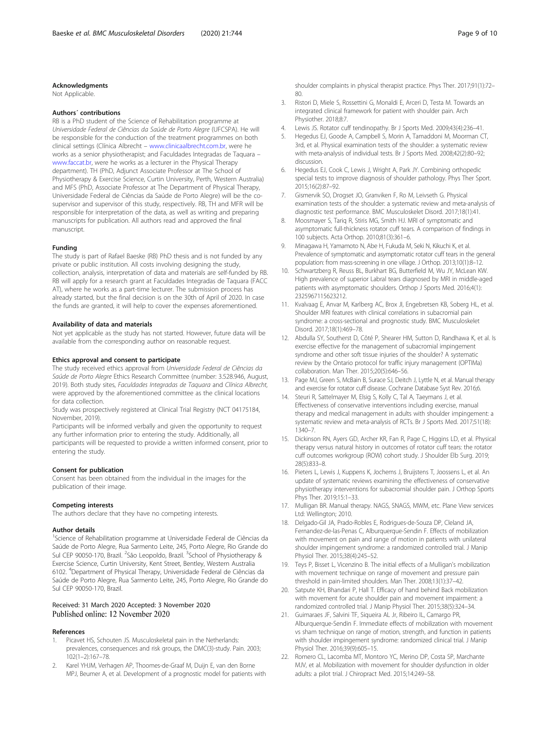## Acknowledgments

Not Applicable.

## Authors´ contributions

RB is a PhD student of the Science of Rehabilitation programme at *Universidade Federal de Ciências da Saúde de Porto Alegre* (UFCSPA). He will be responsible for the conduction of the treatment programmes on both clinical settings (Clínica Albrecht – www.clinicaalbrecht.com.br, were he works as a senior physiotherapist; and Faculdades Integradas de Taquara – www.faccat.br, were he works as a lecturer in the Physical Therapy department). TH (PhD, Adjunct Associate Professor at The School of Physiotherapy & Exercise Science, Curtin University, Perth, Western Australia) and MFS (PhD, Associate Professor at The Department of Physical Therapy, Universidade Federal de Ciências da Saúde de Porto Alegre) will be the co-supervisor and supervisor of this study, respectively. RB, TH and MFR will be responsible for interpretation of the data, as well as writing and preparing manuscripts for publication. All authors read and approved the final manuscript.

## Funding

The study is part of Rafael Baeske (RB) PhD thesis and is not funded by any private or public institution. All costs involving designing the study, collection, analysis, interpretation of data and materials are self-funded by RB. RB will apply for a research grant at Faculdades Integradas de Taquara (FACC AT), where he works as a part-time lecturer. The submission process has already started, but the final decision is on the 30th of April of 2020. In case the funds are granted, it will help to cover the expenses aforementioned.

## Availability of data and materials

Not yet applicable as the study has not started. However, future data will be available from the corresponding author on reasonable request.

## Ethics approval and consent to participate

The study received ethics approval from *Universidade Federal de Ciências da Saúde de Porto Alegre* Ethics Research Committee (number: 3.528.946, August, 2019). Both study sites, *Faculdades Integradas de Taquara* and *Clínica Albrecht*, were approved by the aforementioned committee as the clinical locations for data collection.

Study was prospectively registered at Clinical Trial Registry (NCT 04175184, November, 2019).

Participants will be informed verbally and given the opportunity to request any further information prior to entering the study. Additionally, all participants will be requested to provide a written informed consent, prior to entering the study.

## Consent for publication

Consent has been obtained from the individual in the images for the publication of their image.

## Competing interests

The authors declare that they have no competing interests.

## Author details

[1]Science of Rehabilitation programme at Universidade Federal de Ciências da Saúde de Porto Alegre, Rua Sarmento Leite, 245, Porto Alegre, Rio Grande do Sul CEP 90050-170, Brazil. [2]São Leopoldo, Brazil. [3]School of Physiotherapy & Exercise Science, Curtin University, Kent Street, Bentley, Western Australia 6102. [4]Department of Physical Therapy, Universidade Federal de Ciências da Saúde de Porto Alegre, Rua Sarmento Leite, 245, Porto Alegre, Rio Grande do Sul CEP 90050-170, Brazil.

Received: 31 March 2020 Accepted: 3 November 2020
Published online: 12 November 2020

## References

1. Picavet HS, Schouten JS. Musculoskeletal pain in the Netherlands: prevalences, consequences and risk groups, the DMC(3)-study. Pain. 2003; 102(1–2):167–78.
2. Karel YHJM, Verhagen AP, Thoomes-de-Graaf M, Duijn E, van den Borne MPJ, Beumer A, et al. Development of a prognostic model for patients with shoulder complaints in physical therapist practice. Phys Ther. 2017;91(1):72–80.
3. Ristori D, Miele S, Rossettini G, Monaldi E, Arceri D, Testa M. Towards an integrated clinical framework for patient with shoulder pain. Arch Physiother. 2018;8:7.
4. Lewis JS. Rotator cuff tendinopathy. Br J Sports Med. 2009;43(4):236–41.
5. Hegedus EJ, Goode A, Campbell S, Morin A, Tamaddoni M, Moorman CT, 3rd, et al. Physical examination tests of the shoulder: a systematic review with meta-analysis of individual tests. Br J Sports Med. 2008;42(2):80–92; discussion.
6. Hegedus EJ, Cook C, Lewis J, Wright A, Park JY. Combining orthopedic special tests to improve diagnosis of shoulder pathology. Phys Ther Sport. 2015;16(2):87–92.
7. Gismervik SO, Drogset JO, Granviken F, Ro M, Leivseth G. Physical examination tests of the shoulder: a systematic review and meta-analysis of diagnostic test performance. BMC Musculoskelet Disord. 2017;18(1):41.
8. Moosmayer S, Tariq R, Stiris MG, Smith HJ. MRI of symptomatic and asymptomatic full-thickness rotator cuff tears. A comparison of findings in 100 subjects. Acta Orthop. 2010;81(3):361–6.
9. Minagawa H, Yamamoto N, Abe H, Fukuda M, Seki N, Kikuchi K, et al. Prevalence of symptomatic and asymptomatic rotator cuff tears in the general population: from mass-screening in one village. J Orthop. 2013;10(1):8–12.
10. Schwartzberg R, Reuss BL, Burkhart BG, Butterfield M, Wu JY, McLean KW. High prevalence of superior Labral tears diagnosed by MRI in middle-aged patients with asymptomatic shoulders. Orthop J Sports Med. 2016;4(1): 2325967115623212.
11. Kvalvaag E, Anvar M, Karlberg AC, Brox JI, Engebretsen KB, Soberg HL, et al. Shoulder MRI features with clinical correlations in subacromial pain syndrome: a cross-sectional and prognostic study. BMC Musculoskelet Disord. 2017;18(1):469–78.
12. Abdulla SY, Southerst D, Côté P, Shearer HM, Sutton D, Randhawa K, et al. Is exercise effective for the management of subacromial impingement syndrome and other soft tissue injuries of the shoulder? A systematic review by the Ontario protocol for traffic injury management (OPTIMa) collaboration. Man Ther. 2015;20(5):646–56.
13. Page MJ, Green S, McBain B, Surace SJ, Deitch J, Lyttle N, et al. Manual therapy and exercise for rotator cuff disease. Cochrane Database Syst Rev. 2016;6.
14. Steuri R, Sattelmayer M, Elsig S, Kolly C, Tal A, Taeymans J, et al. Effectiveness of conservative interventions including exercise, manual therapy and medical management in adults with shoulder impingement: a systematic review and meta-analysis of RCTs. Br J Sports Med. 2017;51(18): 1340–7.
15. Dickinson RN, Ayers GD, Archer KR, Fan R, Page C, Higgins LD, et al. Physical therapy versus natural history in outcomes of rotator cuff tears: the rotator cuff outcomes workgroup (ROW) cohort study. J Shoulder Elb Surg. 2019; 28(5):833–8.
16. Pieters L, Lewis J, Kuppens K, Jochems J, Bruijstens T, Joossens L, et al. An update of systematic reviews examining the effectiveness of conservative physiotherapy interventions for subacromial shoulder pain. J Orthop Sports Phys Ther. 2019;15:1–33.
17. Mulligan BR. Manual therapy. NAGS, SNAGS, MWM, etc. Plane View services Ltd: Wellington; 2010.
18. Delgado-Gil JA, Prado-Robles E, Rodrigues-de-Souza DP, Cleland JA, Fernandez-de-las-Penas C, Alburquerque-Sendin F. Effects of mobilization with movement on pain and range of motion in patients with unilateral shoulder impingement syndrome: a randomized controlled trial. J Manip Physiol Ther. 2015;38(4):245–52.
19. Teys P, Bisset L, Vicenzino B. The initial effects of a Mulligan's mobilization with movement technique on range of movement and pressure pain threshold in pain-limited shoulders. Man Ther. 2008;13(1):37–42.
20. Satpute KH, Bhandari P, Hall T. Efficacy of hand behind Back mobilization with movement for acute shoulder pain and movement impairment: a randomized controlled trial. J Manip Physiol Ther. 2015;38(5):324–34.
21. Guimaraes JF, Salvini TF, Siqueira AL Jr, Ribeiro IL, Camargo PR, Alburquerque-Sendin F. Immediate effects of mobilization with movement vs sham technique on range of motion, strength, and function in patients with shoulder impingement syndrome: randomized clinical trial. J Manip Physiol Ther. 2016;39(9):605–15.
22. Romero CL, Lacomba MT, Montoro YC, Merino DP, Costa SP, Marchante MJV, et al. Mobilization with movement for shoulder dysfunction in older adults: a pilot trial. J Chiropract Med. 2015;14:249–58.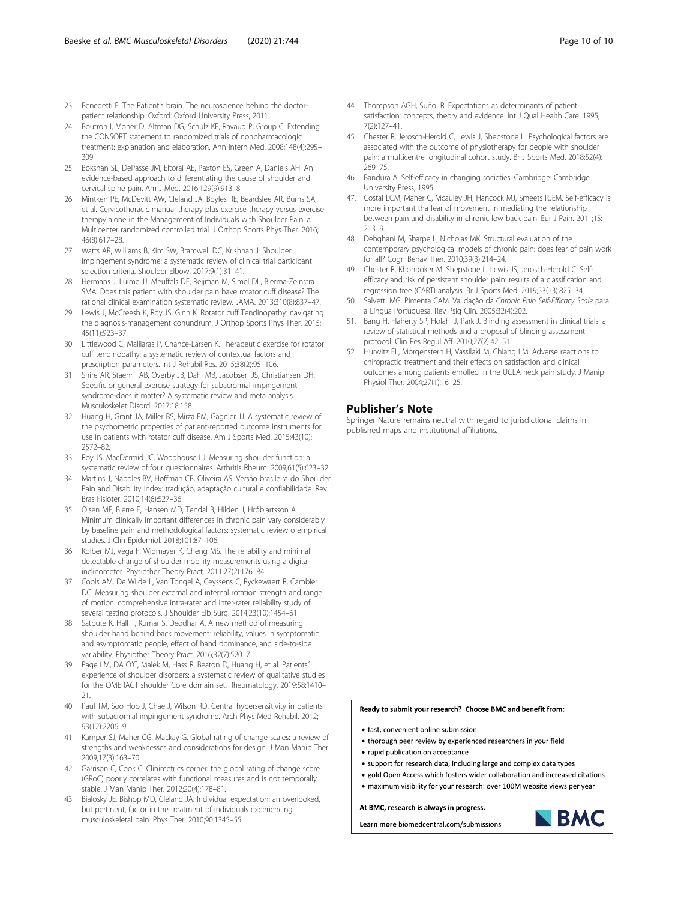23. Benedetti F. The Patient's brain. The neuroscience behind the doctor-patient relationship. Oxford: Oxford University Press; 2011.
24. Boutron I, Moher D, Altman DG, Schulz KF, Ravaud P, Group C. Extending the CONSORT statement to randomized trials of nonpharmacologic treatment: explanation and elaboration. Ann Intern Med. 2008;148(4):295–309.
25. Bokshan SL, DePasse JM, Eltorai AE, Paxton ES, Green A, Daniels AH. An evidence-based approach to differentiating the cause of shoulder and cervical spine pain. Am J Med. 2016;129(9):913–8.
26. Mintken PE, McDevitt AW, Cleland JA, Boyles RE, Beardslee AR, Burns SA, et al. Cervicothoracic manual therapy plus exercise therapy versus exercise therapy alone in the Management of Individuals with Shoulder Pain: a Multicenter randomized controlled trial. J Orthop Sports Phys Ther. 2016; 46(8):617–28.
27. Watts AR, Williams B, Kim SW, Bramwell DC, Krishnan J. Shoulder impingement syndrome: a systematic review of clinical trial participant selection criteria. Shoulder Elbow. 2017;9(1):31–41.
28. Hermans J, Luime JJ, Meuffels DE, Reijman M, Simel DL, Bierma-Zeinstra SMA. Does this patient with shoulder pain have rotator cuff disease? The rational clinical examination systematic review. JAMA. 2013;310(8):837–47.
29. Lewis J, McCreesh K, Roy JS, Ginn K. Rotator cuff Tendinopathy: navigating the diagnosis-management conundrum. J Orthop Sports Phys Ther. 2015; 45(11):923–37.
30. Littlewood C, Malliaras P, Chance-Larsen K. Therapeutic exercise for rotator cuff tendinopathy: a systematic review of contextual factors and prescription parameters. Int J Rehabil Res. 2015;38(2):95–106.
31. Shire AR, Staehr TAB, Overby JB, Dahl MB, Jacobsen JS, Christiansen DH. Specific or general exercise strategy for subacromial impingement syndrome-does it matter? A systematic review and meta analysis. Musculoskelet Disord. 2017;18:158.
32. Huang H, Grant JA, Miller BS, Mirza FM, Gagnier JJ. A systematic review of the psychometric properties of patient-reported outcome instruments for use in patients with rotator cuff disease. Am J Sports Med. 2015;43(10): 2572–82.
33. Roy JS, MacDermid JC, Woodhouse LJ. Measuring shoulder function: a systematic review of four questionnaires. Arthritis Rheum. 2009;61(5):623–32.
34. Martins J, Napoles BV, Hoffman CB, Oliveira AS. Versão brasileira do Shoulder Pain and Disability Index: tradução, adaptação cultural e confiabilidade. Rev Bras Fisioter. 2010;14(6):527–36.
35. Olsen MF, Bjerre E, Hansen MD, Tendal B, Hilden J, Hróbjartsson A. Minimum clinically important differences in chronic pain vary considerably by baseline pain and methodological factors: systematic review o empirical studies. J Clin Epidemiol. 2018;101:87–106.
36. Kolber MJ, Vega F, Widmayer K, Cheng MS. The reliability and minimal detectable change of shoulder mobility measurements using a digital inclinometer. Physiother Theory Pract. 2011;27(2):176–84.
37. Cools AM, De Wilde L, Van Tongel A, Ceyssens C, Ryckewaert R, Cambier DC. Measuring shoulder external and internal rotation strength and range of motion: comprehensive intra-rater and inter-rater reliability study of several testing protocols. J Shoulder Elb Surg. 2014;23(10):1454–61.
38. Satpute K, Hall T, Kumar S, Deodhar A. A new method of measuring shoulder hand behind back movement: reliability, values in symptomatic and asymptomatic people, effect of hand dominance, and side-to-side variability. Physiother Theory Pract. 2016;32(7):520–7.
39. Page LM, DA O'C, Malek M, Hass R, Beaton D, Huang H, et al. Patients´ experience of shoulder disorders: a systematic review of qualitative studies for the OMERACT shoulder Core domain set. Rheumatology. 2019;58:1410–21.
40. Paul TM, Soo Hoo J, Chae J, Wilson RD. Central hypersensitivity in patients with subacromial impingement syndrome. Arch Phys Med Rehabil. 2012; 93(12):2206–9.
41. Kamper SJ, Maher CG, Mackay G. Global rating of change scales: a review of strengths and weaknesses and considerations for design. J Man Manip Ther. 2009;17(3):163–70.
42. Garrison C, Cook C. Clinimetrics corner: the global rating of change score (GRoC) poorly correlates with functional measures and is not temporally stable. J Man Manip Ther. 2012;20(4):178–81.
43. Bialosky JE, Bishop MD, Cleland JA. Individual expectation: an overlooked, but pertinent, factor in the treatment of individuals experiencing musculoskeletal pain. Phys Ther. 2010;90:1345–55.
44. Thompson AGH, Suñol R. Expectations as determinants of patient satisfaction: concepts, theory and evidence. Int J Qual Health Care. 1995; 7(2):127–41.
45. Chester R, Jerosch-Herold C, Lewis J, Shepstone L. Psychological factors are associated with the outcome of physiotherapy for people with shoulder pain: a multicentre longitudinal cohort study. Br J Sports Med. 2018;52(4): 269–75.
46. Bandura A. Self-efficacy in changing societies. Cambridge: Cambridge University Press; 1995.
47. Costal LCM, Maher C, Mcauley JH, Hancock MJ, Smeets RJEM. Self-efficacy is more important tha fear of movement in mediating the relationship between pain and disability in chronic low back pain. Eur J Pain. 2011;15: 213–9.
48. Dehghani M, Sharpe L, Nicholas MK. Structural evaluation of the contemporary psychological models of chronic pain: does fear of pain work for all? Cogn Behav Ther. 2010;39(3):214–24.
49. Chester R, Khondoker M, Shepstone L, Lewis JS, Jerosch-Herold C. Self-efficacy and risk of persistent shoulder pain: results of a classification and regression tree (CART) analysis. Br J Sports Med. 2019;53(13):825–34.
50. Salvetti MG, Pimenta CAM. Validação da *Chronic Pain Self-Efficacy Scale* para a Língua Portuguesa. Rev Psiq Clín. 2005;32(4):202.
51. Bang H, Flaherty SP, Holahi J, Park J. Blinding assessment in clinical trials: a review of statistical methods and a proposal of blinding assessment protocol. Clin Res Regul Aff. 2010;27(2):42–51.
52. Hurwitz EL, Morgenstern H, Vassilaki M, Chiang LM. Adverse reactions to chiropractic treatment and their effects on satisfaction and clinical outcomes among patients enrolled in the UCLA neck pain study. J Manip Physiol Ther. 2004;27(1):16–25.

## Publisher's Note

Springer Nature remains neutral with regard to jurisdictional claims in published maps and institutional affiliations.

**Ready to submit your research? Choose BMC and benefit from:**

- fast, convenient online submission
- thorough peer review by experienced researchers in your field
- rapid publication on acceptance
- support for research data, including large and complex data types
- gold Open Access which fosters wider collaboration and increased citations
- maximum visibility for your research: over 100M website views per year

**At BMC, research is always in progress.**

**Learn more** biomedcentral.com/submissions

BMC